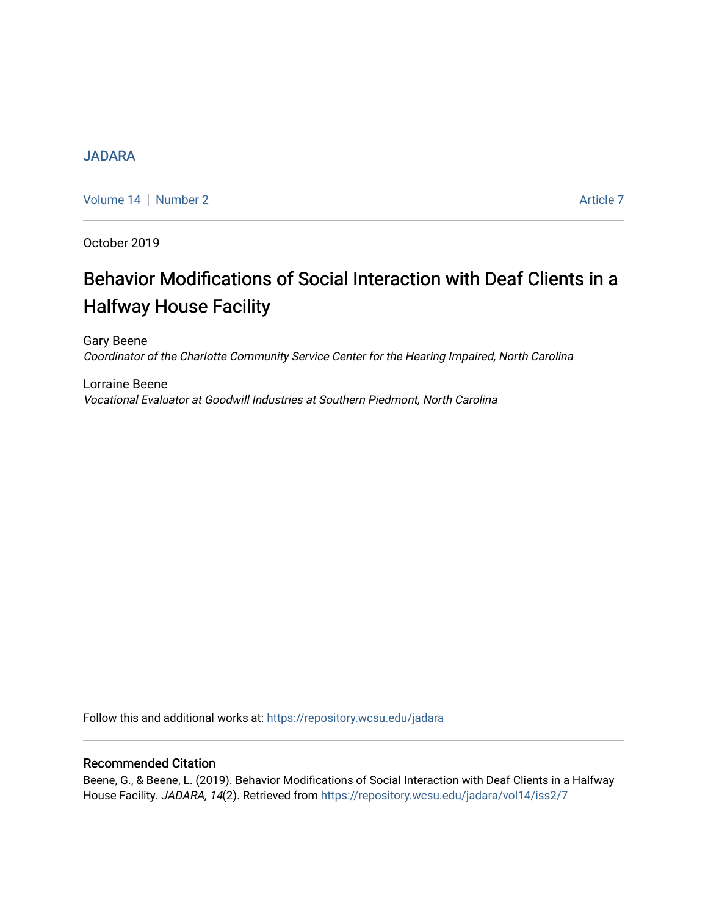JADARA

Volume 14 | Number 2 Article 7

October 2019

# Behavior Modifications of Social Interaction with Deaf Clients in a Halfway House Facility

Gary Beene
*Coordinator of the Charlotte Community Service Center for the Hearing Impaired, North Carolina*

Lorraine Beene
*Vocational Evaluator at Goodwill Industries at Southern Piedmont, North Carolina*

Follow this and additional works at: https://repository.wcsu.edu/jadara

## Recommended Citation

Beene, G., & Beene, L. (2019). Behavior Modifications of Social Interaction with Deaf Clients in a Halfway House Facility. *JADARA, 14*(2). Retrieved from https://repository.wcsu.edu/jadara/vol14/iss2/7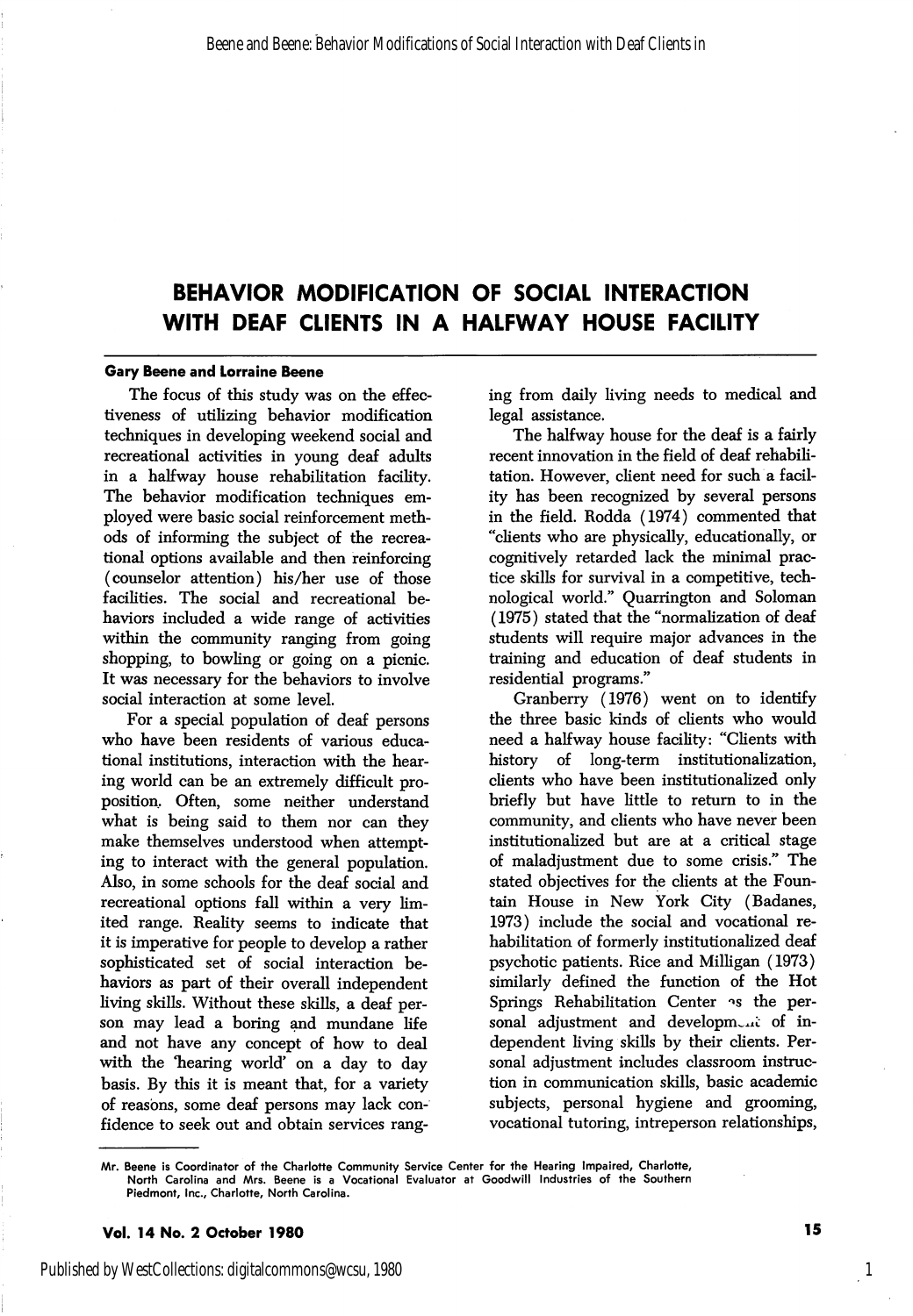# BEHAVIOR MODIFICATION OF SOCIAL INTERACTION WITH DEAF CLIENTS IN A HALFWAY HOUSE FACILITY

**Gary Beene and Lorraine Beene**

The focus of this study was on the effectiveness of utilizing behavior modification techniques in developing weekend social and recreational activities in young deaf adults in a halfway house rehabilitation facility. The behavior modification techniques employed were basic social reinforcement methods of informing the subject of the recreational options available and then reinforcing (counselor attention) his/her use of those facilities. The social and recreational behaviors included a wide range of activities within the community ranging from going shopping, to bowling or going on a picnic. It was necessary for the behaviors to involve social interaction at some level.

For a special population of deaf persons who have been residents of various educational institutions, interaction with the hearing world can be an extremely difficult proposition. Often, some neither understand what is being said to them nor can they make themselves understood when attempting to interact with the general population. Also, in some schools for the deaf social and recreational options fall within a very limited range. Reality seems to indicate that it is imperative for people to develop a rather sophisticated set of social interaction behaviors as part of their overall independent living skills. Without these skills, a deaf person may lead a boring and mundane life and not have any concept of how to deal with the 'hearing world' on a day to day basis. By this it is meant that, for a variety of reasons, some deaf persons may lack confidence to seek out and obtain services ranging from daily living needs to medical and legal assistance.

The halfway house for the deaf is a fairly recent innovation in the field of deaf rehabilitation. However, client need for such a facility has been recognized by several persons in the field. Rodda (1974) commented that "clients who are physically, educationally, or cognitively retarded lack the minimal practice skills for survival in a competitive, technological world." Quarrington and Soloman (1975) stated that the "normalization of deaf students will require major advances in the training and education of deaf students in residential programs."

Granberry (1976) went on to identify the three basic kinds of clients who would need a halfway house facility: "Clients with history of long-term institutionalization, clients who have been institutionalized only briefly but have little to return to in the community, and clients who have never been institutionalized but are at a critical stage of maladjustment due to some crisis." The stated objectives for the clients at the Fountain House in New York City (Badanes, 1973) include the social and vocational rehabilitation of formerly institutionalized deaf psychotic patients. Rice and Milligan (1973) similarly defined the function of the Hot Springs Rehabilitation Center as the personal adjustment and development of independent living skills by their clients. Personal adjustment includes classroom instruction in communication skills, basic academic subjects, personal hygiene and grooming, vocational tutoring, intreperson relationships,

---

Mr. Beene is Coordinator of the Charlotte Community Service Center for the Hearing Impaired, Charlotte, North Carolina and Mrs. Beene is a Vocational Evaluator at Goodwill Industries of the Southern Piedmont, Inc., Charlotte, North Carolina.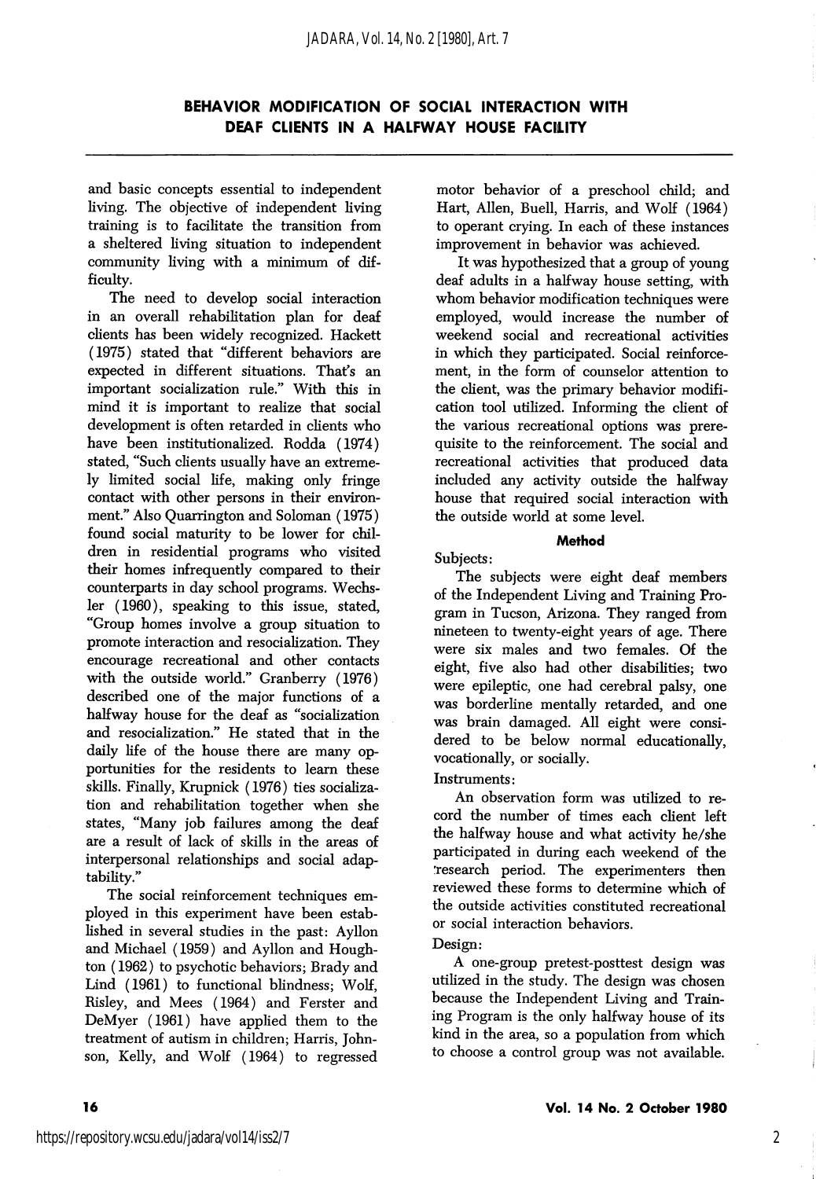## BEHAVIOR MODIFICATION OF SOCIAL INTERACTION WITH DEAF CLIENTS IN A HALFWAY HOUSE FACILITY

and basic concepts essential to independent living. The objective of independent living training is to facilitate the transition from a sheltered living situation to independent community living with a minimum of difficulty.

The need to develop social interaction in an overall rehabilitation plan for deaf clients has been widely recognized. Hackett (1975) stated that "different behaviors are expected in different situations. That's an important socialization rule." With this in mind it is important to realize that social development is often retarded in clients who have been institutionalized. Rodda (1974) stated, "Such clients usually have an extremely limited social life, making only fringe contact with other persons in their environment." Also Quarrington and Soloman (1975) found social maturity to be lower for children in residential programs who visited their homes infrequently compared to their counterparts in day school programs. Wechsler (1960), speaking to this issue, stated, "Group homes involve a group situation to promote interaction and resocialization. They encourage recreational and other contacts with the outside world." Granberry (1976) described one of the major functions of a halfway house for the deaf as "socialization and resocialization." He stated that in the daily life of the house there are many opportunities for the residents to learn these skills. Finally, Krupnick (1976) ties socialization and rehabilitation together when she states, "Many job failures among the deaf are a result of lack of skills in the areas of interpersonal relationships and social adaptability."

The social reinforcement techniques employed in this experiment have been established in several studies in the past: Ayllon and Michael (1959) and Ayllon and Houghton (1962) to psychotic behaviors; Brady and Lind (1961) to functional blindness; Wolf, Risley, and Mees (1964) and Ferster and DeMyer (1961) have applied them to the treatment of autism in children; Harris, Johnson, Kelly, and Wolf (1964) to regressed motor behavior of a preschool child; and Hart, Allen, Buell, Harris, and Wolf (1964) to operant crying. In each of these instances improvement in behavior was achieved.

It was hypothesized that a group of young deaf adults in a halfway house setting, with whom behavior modification techniques were employed, would increase the number of weekend social and recreational activities in which they participated. Social reinforcement, in the form of counselor attention to the client, was the primary behavior modification tool utilized. Informing the client of the various recreational options was prerequisite to the reinforcement. The social and recreational activities that produced data included any activity outside the halfway house that required social interaction with the outside world at some level.

### Method

Subjects:

The subjects were eight deaf members of the Independent Living and Training Program in Tucson, Arizona. They ranged from nineteen to twenty-eight years of age. There were six males and two females. Of the eight, five also had other disabilities; two were epileptic, one had cerebral palsy, one was borderline mentally retarded, and one was brain damaged. All eight were considered to be below normal educationally, vocationally, or socially.

Instruments:

An observation form was utilized to record the number of times each client left the halfway house and what activity he/she participated in during each weekend of the research period. The experimenters then reviewed these forms to determine which of the outside activities constituted recreational or social interaction behaviors.

Design:

A one-group pretest-posttest design was utilized in the study. The design was chosen because the Independent Living and Training Program is the only halfway house of its kind in the area, so a population from which to choose a control group was not available.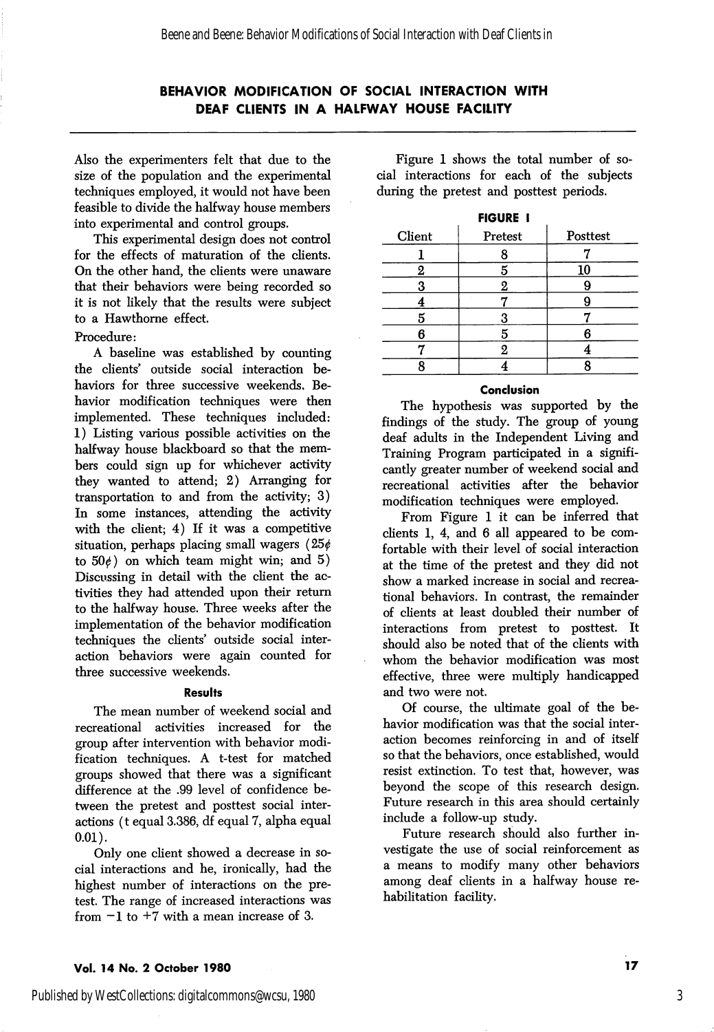# BEHAVIOR MODIFICATION OF SOCIAL INTERACTION WITH DEAF CLIENTS IN A HALFWAY HOUSE FACILITY

Also the experimenters felt that due to the size of the population and the experimental techniques employed, it would not have been feasible to divide the halfway house members into experimental and control groups.

This experimental design does not control for the effects of maturation of the clients. On the other hand, the clients were unaware that their behaviors were being recorded so it is not likely that the results were subject to a Hawthorne effect.

Procedure:

A baseline was established by counting the clients' outside social interaction behaviors for three successive weekends. Behavior modification techniques were then implemented. These techniques included: 1) Listing various possible activities on the halfway house blackboard so that the members could sign up for whichever activity they wanted to attend; 2) Arranging for transportation to and from the activity; 3) In some instances, attending the activity with the client; 4) If it was a competitive situation, perhaps placing small wagers (25¢ to 50¢) on which team might win; and 5) Discussing in detail with the client the activities they had attended upon their return to the halfway house. Three weeks after the implementation of the behavior modification techniques the clients' outside social interaction behaviors were again counted for three successive weekends.

### Results

The mean number of weekend social and recreational activities increased for the group after intervention with behavior modification techniques. A t-test for matched groups showed that there was a significant difference at the .99 level of confidence between the pretest and posttest social interactions (t equal 3.386, df equal 7, alpha equal 0.01).

Only one client showed a decrease in social interactions and he, ironically, had the highest number of interactions on the pretest. The range of increased interactions was from −1 to +7 with a mean increase of 3.

Figure 1 shows the total number of social interactions for each of the subjects during the pretest and posttest periods.

**FIGURE I**

| Client | Pretest | Posttest |
|---|---|---|
| 1 | 8 | 7 |
| 2 | 5 | 10 |
| 3 | 2 | 9 |
| 4 | 7 | 9 |
| 5 | 3 | 7 |
| 6 | 5 | 6 |
| 7 | 2 | 4 |
| 8 | 4 | 8 |

### Conclusion

The hypothesis was supported by the findings of the study. The group of young deaf adults in the Independent Living and Training Program participated in a significantly greater number of weekend social and recreational activities after the behavior modification techniques were employed.

From Figure 1 it can be inferred that clients 1, 4, and 6 all appeared to be comfortable with their level of social interaction at the time of the pretest and they did not show a marked increase in social and recreational behaviors. In contrast, the remainder of clients at least doubled their number of interactions from pretest to posttest. It should also be noted that of the clients with whom the behavior modification was most effective, three were multiply handicapped and two were not.

Of course, the ultimate goal of the behavior modification was that the social interaction becomes reinforcing in and of itself so that the behaviors, once established, would resist extinction. To test that, however, was beyond the scope of this research design. Future research in this area should certainly include a follow-up study.

Future research should also further investigate the use of social reinforcement as a means to modify many other behaviors among deaf clients in a halfway house rehabilitation facility.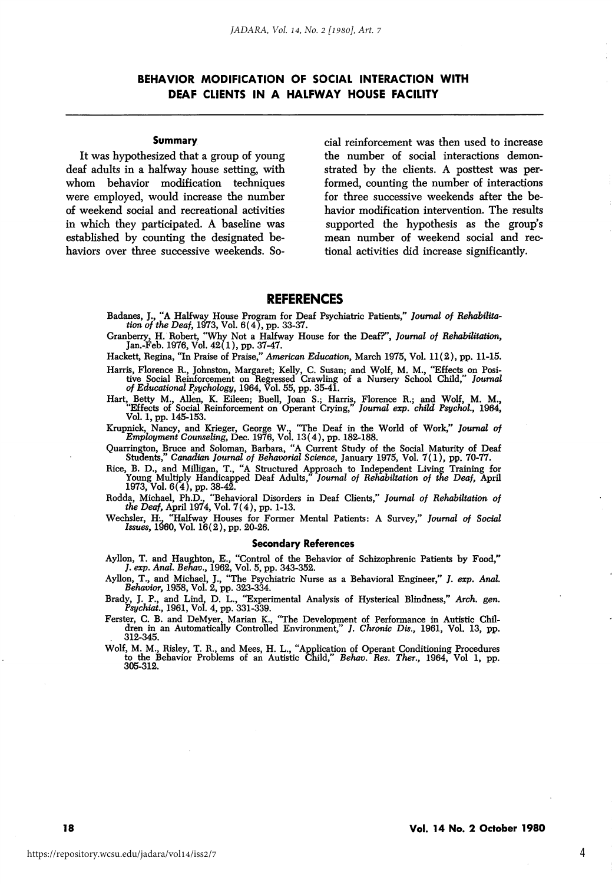## BEHAVIOR MODIFICATION OF SOCIAL INTERACTION WITH DEAF CLIENTS IN A HALFWAY HOUSE FACILITY

### Summary

It was hypothesized that a group of young deaf adults in a halfway house setting, with whom behavior modification techniques were employed, would increase the number of weekend social and recreational activities in which they participated. A baseline was established by counting the designated behaviors over three successive weekends. Social reinforcement was then used to increase the number of social interactions demonstrated by the clients. A posttest was performed, counting the number of interactions for three successive weekends after the behavior modification intervention. The results supported the hypothesis as the group's mean number of weekend social and rectional activities did increase significantly.

## REFERENCES

Badanes, J., "A Halfway House Program for Deaf Psychiatric Patients," *Journal of Rehabilitation of the Deaf*, 1973, Vol. 6(4), pp. 33-37.

Granberry, H. Robert, "Why Not a Halfway House for the Deaf?", *Journal of Rehabilitation*, Jan.-Feb. 1976, Vol. 42(1), pp. 37-47.

Hackett, Regina, "In Praise of Praise," *American Education*, March 1975, Vol. 11(2), pp. 11-15.

Harris, Florence R., Johnston, Margaret; Kelly, C. Susan; and Wolf, M. M., "Effects on Positive Social Reinforcement on Regressed Crawling of a Nursery School Child," *Journal of Educational Psychology*, 1964, Vol. 55, pp. 35-41.

Hart, Betty M., Allen, K. Eileen; Buell, Joan S.; Harris, Florence R.; and Wolf, M. M., "Effects of Social Reinforcement on Operant Crying," *Journal exp. child Psychol.*, 1964, Vol. 1, pp. 145-153.

Krupnick, Nancy, and Krieger, George W., "The Deaf in the World of Work," *Journal of Employment Counseling*, Dec. 1976, Vol. 13(4), pp. 182-188.

Quarrington, Bruce and Soloman, Barbara, "A Current Study of the Social Maturity of Deaf Students," *Canadian Journal of Behavorial Science*, January 1975, Vol. 7(1), pp. 70-77.

Rice, B. D., and Milligan, T., "A Structured Approach to Independent Living Training for Young Multiply Handicapped Deaf Adults," *Journal of Rehabiltation of the Deaf*, April 1973, Vol. 6(4), pp. 38-42.

Rodda, Michael, Ph.D., "Behavioral Disorders in Deaf Clients," *Journal of Rehabiltation of the Deaf*, April 1974, Vol. 7(4), pp. 1-13.

Wechsler, H:, "Halfway Houses for Former Mental Patients: A Survey," *Journal of Social Issues*, 1960, Vol. 16(2), pp. 20-26.

### Secondary References

Ayllon, T. and Haughton, E., "Control of the Behavior of Schizophrenic Patients by Food," *J. exp. Anal. Behav.*, 1962, Vol. 5, pp. 343-352.

Ayllon, T., and Michael, J., "The Psychiatric Nurse as a Behavioral Engineer," *J. exp. Anal. Behavior*, 1958, Vol. 2, pp. 323-334.

Brady, J. P., and Lind, D. L., "Experimental Analysis of Hysterical Blindness," *Arch. gen. Psychiat.*, 1961, Vol. 4, pp. 331-339.

Ferster, C. B. and DeMyer, Marian K., "The Development of Performance in Autistic Children in an Automatically Controlled Environment," *J. Chronic Dis.*, 1961, Vol. 13, pp. 312-345.

Wolf, M. M., Risley, T. R., and Mees, H. L., "Application of Operant Conditioning Procedures to the Behavior Problems of an Autistic Child," *Behav. Res. Ther.*, 1964, Vol 1, pp. 305-312.